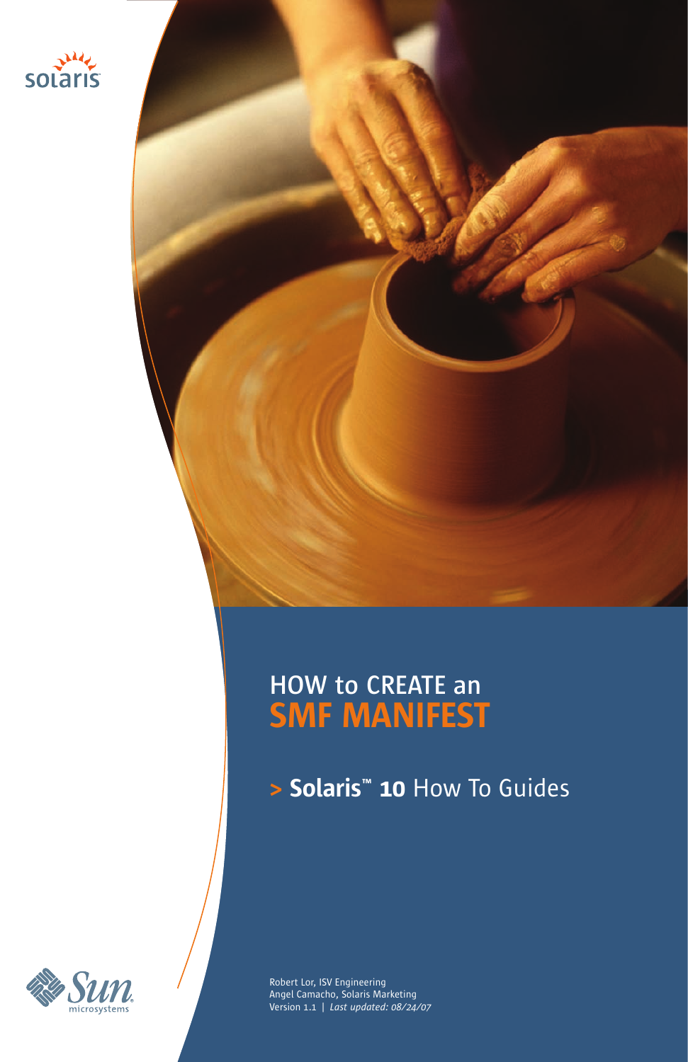solaris

# HOW to CREATE an SMF MANIFEST

## > Solaris™ 10 How To Guides

Sun microsystems

Robert Lor, ISV Engineering
Angel Camacho, Solaris Marketing
Version 1.1 | *Last updated: 08/24/07*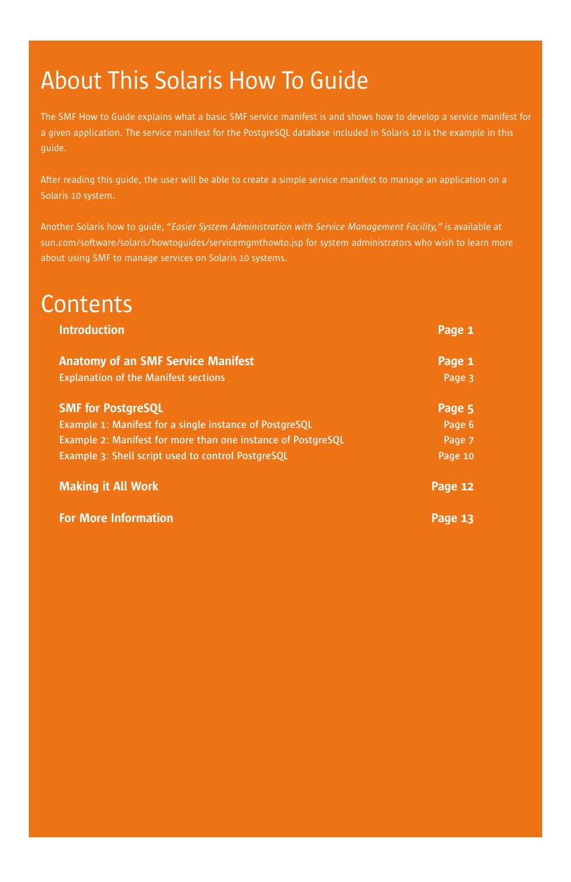# About This Solaris How To Guide

The SMF How to Guide explains what a basic SMF service manifest is and shows how to develop a service manifest for a given application. The service manifest for the PostgreSQL database included in Solaris 10 is the example in this guide.

After reading this guide, the user will be able to create a simple service manifest to manage an application on a Solaris 10 system.

Another Solaris how to guide, *"Easier System Administration with Service Management Facility,"* is available at sun.com/software/solaris/howtoguides/servicemgmthowto.jsp for system administrators who wish to learn more about using SMF to manage services on Solaris 10 systems.

# Contents

| | |
|---|---|
| **Introduction** | **Page 1** |
| **Anatomy of an SMF Service Manifest** | **Page 1** |
| Explanation of the Manifest sections | Page 3 |
| **SMF for PostgreSQL** | **Page 5** |
| Example 1: Manifest for a single instance of PostgreSQL | Page 6 |
| Example 2: Manifest for more than one instance of PostgreSQL | Page 7 |
| Example 3: Shell script used to control PostgreSQL | Page 10 |
| **Making it All Work** | **Page 12** |
| **For More Information** | **Page 13** |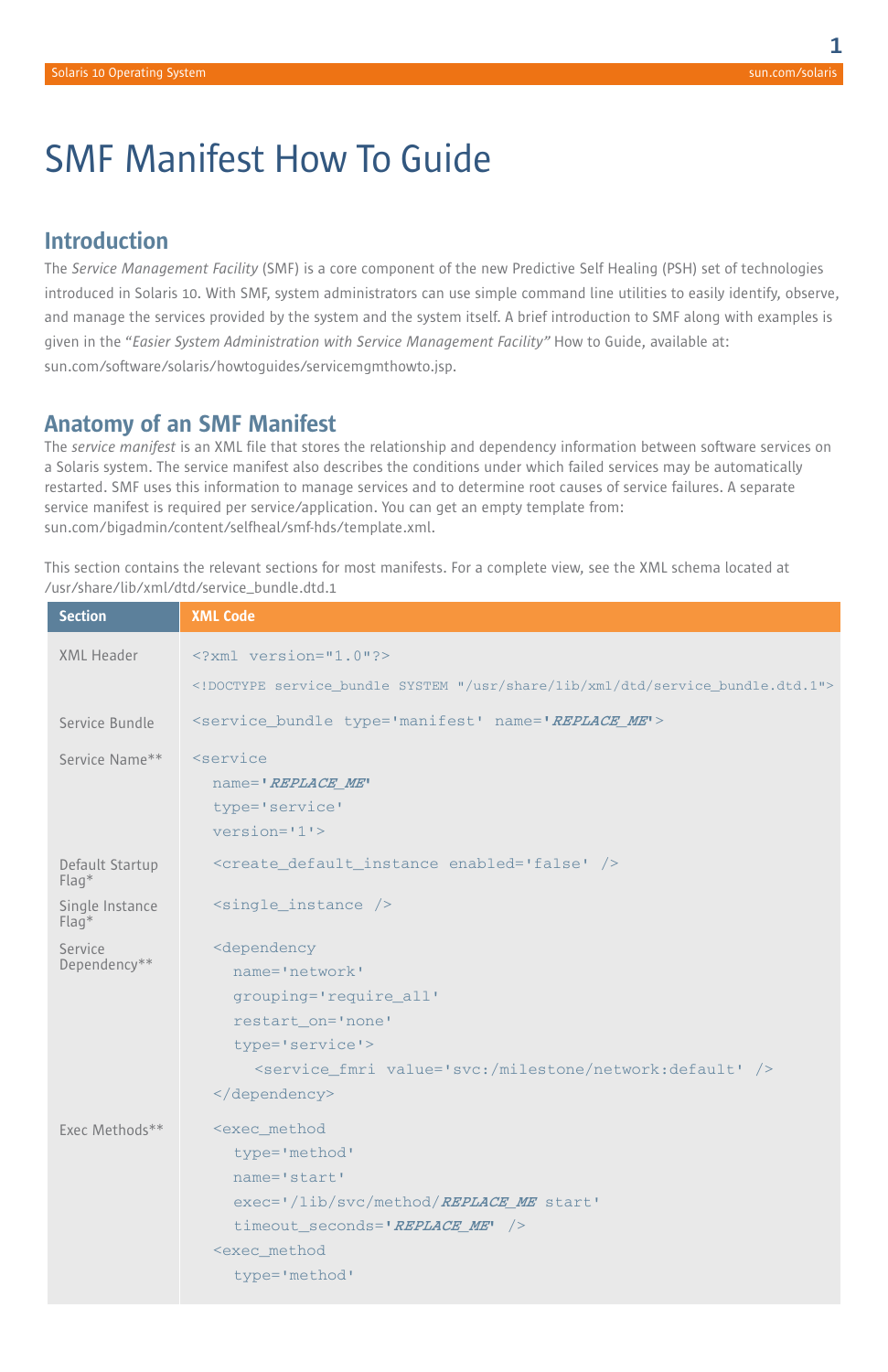# SMF Manifest How To Guide

## Introduction

The *Service Management Facility* (SMF) is a core component of the new Predictive Self Healing (PSH) set of technologies introduced in Solaris 10. With SMF, system administrators can use simple command line utilities to easily identify, observe, and manage the services provided by the system and the system itself. A brief introduction to SMF along with examples is given in the *"Easier System Administration with Service Management Facility"* How to Guide, available at: sun.com/software/solaris/howtoguides/servicemgmthowto.jsp.

## Anatomy of an SMF Manifest

The *service manifest* is an XML file that stores the relationship and dependency information between software services on a Solaris system. The service manifest also describes the conditions under which failed services may be automatically restarted. SMF uses this information to manage services and to determine root causes of service failures. A separate service manifest is required per service/application. You can get an empty template from: sun.com/bigadmin/content/selfheal/smf-hds/template.xml.

This section contains the relevant sections for most manifests. For a complete view, see the XML schema located at /usr/share/lib/xml/dtd/service_bundle.dtd.1

| Section | XML Code |
|---|---|
| XML Header | `<?xml version="1.0"?>` <br> `<!DOCTYPE service_bundle SYSTEM "/usr/share/lib/xml/dtd/service_bundle.dtd.1">` |
| Service Bundle | `<service_bundle type='manifest' name='REPLACE_ME'>` |
| Service Name** | `<service name='REPLACE_ME' type='service' version='1'>` |
| Default Startup Flag* | `<create_default_instance enabled='false' />` |
| Single Instance Flag* | `<single_instance />` |
| Service Dependency** | `<dependency name='network' grouping='require_all' restart_on='none' type='service'> <service_fmri value='svc:/milestone/network:default' /> </dependency>` |
| Exec Methods** | `<exec_method type='method' name='start' exec='/lib/svc/method/REPLACE_ME start' timeout_seconds='REPLACE_ME' />` <br> `<exec_method type='method'` |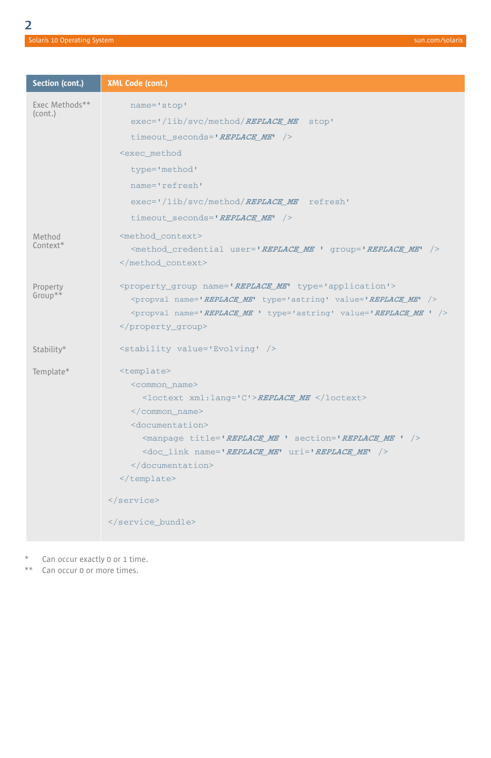| Section (cont.) | XML Code (cont.) |
| --- | --- |
| Exec Methods** (cont.) | `name='stop'` `exec='/lib/svc/method/REPLACE_ME stop'` `timeout_seconds='REPLACE_ME' />` `<exec_method` `type='method'` `name='refresh'` `exec='/lib/svc/method/REPLACE_ME refresh'` `timeout_seconds='REPLACE_ME' />` |
| Method Context* | `<method_context>` `<method_credential user='REPLACE_ME ' group='REPLACE_ME' />` `</method_context>` |
| Property Group** | `<property_group name='REPLACE_ME' type='application'>` `<propval name='REPLACE_ME' type='astring' value='REPLACE_ME' />` `<propval name='REPLACE_ME ' type='astring' value='REPLACE_ME ' />` `</property_group>` |
| Stability* | `<stability value='Evolving' />` |
| Template* | `<template>` `<common_name>` `<loctext xml:lang='C'>REPLACE_ME </loctext>` `</common_name>` `<documentation>` `<manpage title='REPLACE_ME ' section='REPLACE_ME ' />` `<doc_link name='REPLACE_ME' uri='REPLACE_ME' />` `</documentation>` `</template>` |
| | `</service>` `</service_bundle>` |

\* Can occur exactly 0 or 1 time.

\*\* Can occur 0 or more times.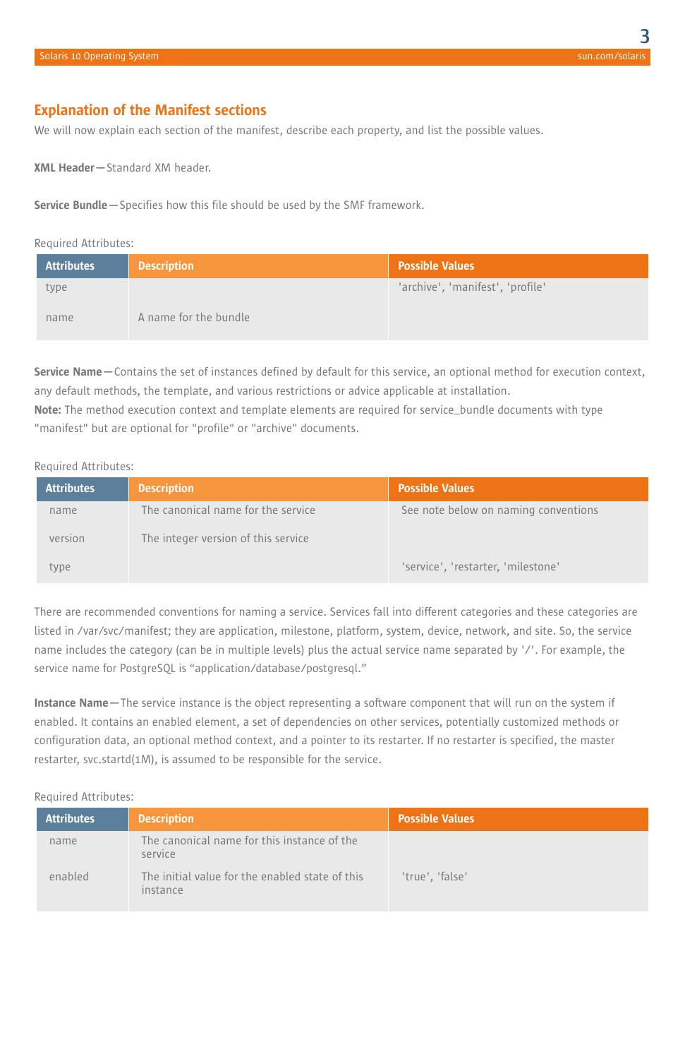## Explanation of the Manifest sections

We will now explain each section of the manifest, describe each property, and list the possible values.

**XML Header**—Standard XM header.

**Service Bundle**—Specifies how this file should be used by the SMF framework.

Required Attributes:

| Attributes | Description | Possible Values |
|---|---|---|
| type | | 'archive', 'manifest', 'profile' |
| name | A name for the bundle | |

**Service Name**—Contains the set of instances defined by default for this service, an optional method for execution context, any default methods, the template, and various restrictions or advice applicable at installation.
**Note:** The method execution context and template elements are required for service_bundle documents with type "manifest" but are optional for "profile" or "archive" documents.

Required Attributes:

| Attributes | Description | Possible Values |
|---|---|---|
| name | The canonical name for the service | See note below on naming conventions |
| version | The integer version of this service | |
| type | | 'service', 'restarter, 'milestone' |

There are recommended conventions for naming a service. Services fall into different categories and these categories are listed in /var/svc/manifest; they are application, milestone, platform, system, device, network, and site. So, the service name includes the category (can be in multiple levels) plus the actual service name separated by '/'. For example, the service name for PostgreSQL is “application/database/postgresql.”

**Instance Name**—The service instance is the object representing a software component that will run on the system if enabled. It contains an enabled element, a set of dependencies on other services, potentially customized methods or configuration data, an optional method context, and a pointer to its restarter. If no restarter is specified, the master restarter, svc.startd(1M), is assumed to be responsible for the service.

Required Attributes:

| Attributes | Description | Possible Values |
|---|---|---|
| name | The canonical name for this instance of the service | |
| enabled | The initial value for the enabled state of this instance | 'true', 'false' |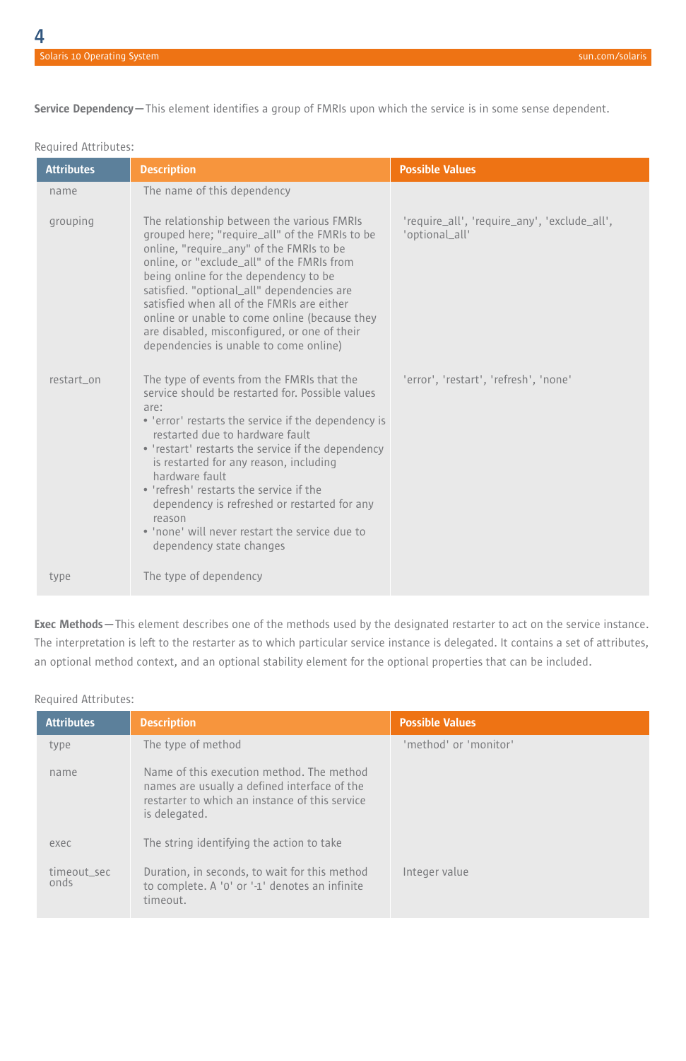**Service Dependency**—This element identifies a group of FMRIs upon which the service is in some sense dependent.

Required Attributes:

| Attributes | Description | Possible Values |
|---|---|---|
| name | The name of this dependency | |
| grouping | The relationship between the various FMRIs grouped here; "require_all" of the FMRIs to be online, "require_any" of the FMRIs to be online, or "exclude_all" of the FMRIs from being online for the dependency to be satisfied. "optional_all" dependencies are satisfied when all of the FMRIs are either online or unable to come online (because they are disabled, misconfigured, or one of their dependencies is unable to come online) | 'require_all', 'require_any', 'exclude_all', 'optional_all' |
| restart_on | The type of events from the FMRIs that the service should be restarted for. Possible values are: • 'error' restarts the service if the dependency is restarted due to hardware fault • 'restart' restarts the service if the dependency is restarted for any reason, including hardware fault • 'refresh' restarts the service if the dependency is refreshed or restarted for any reason • 'none' will never restart the service due to dependency state changes | 'error', 'restart', 'refresh', 'none' |
| type | The type of dependency | |

**Exec Methods**—This element describes one of the methods used by the designated restarter to act on the service instance. The interpretation is left to the restarter as to which particular service instance is delegated. It contains a set of attributes, an optional method context, and an optional stability element for the optional properties that can be included.

Required Attributes:

| Attributes | Description | Possible Values |
|---|---|---|
| type | The type of method | 'method' or 'monitor' |
| name | Name of this execution method. The method names are usually a defined interface of the restarter to which an instance of this service is delegated. | |
| exec | The string identifying the action to take | |
| timeout_seconds | Duration, in seconds, to wait for this method to complete. A '0' or '-1' denotes an infinite timeout. | Integer value |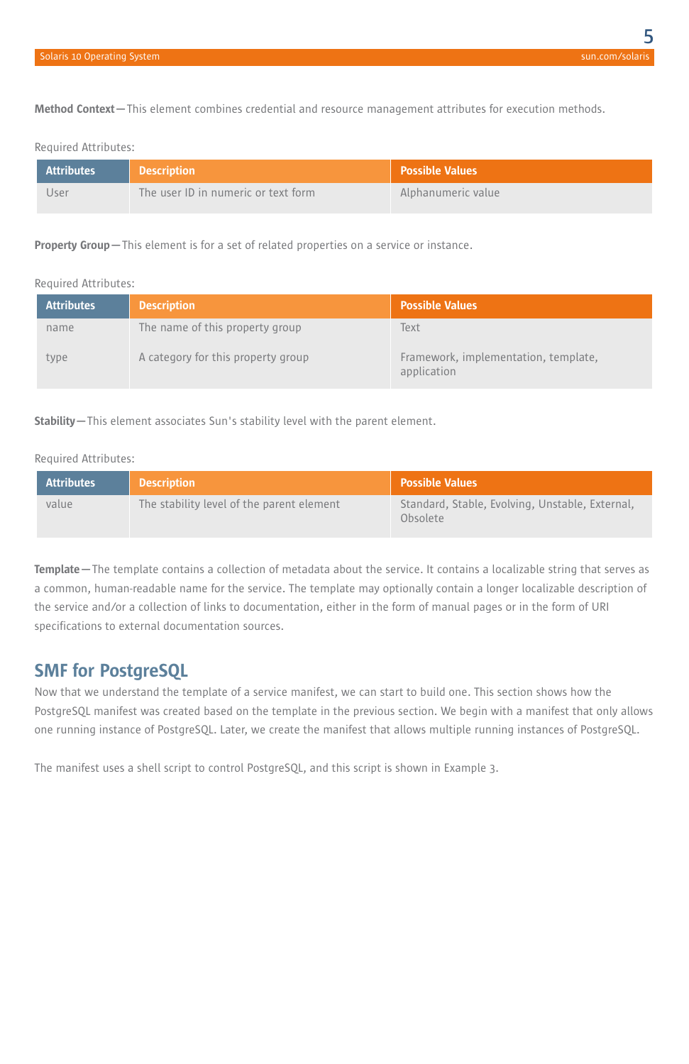**Method Context**—This element combines credential and resource management attributes for execution methods.

Required Attributes:

| Attributes | Description | Possible Values |
| --- | --- | --- |
| User | The user ID in numeric or text form | Alphanumeric value |

**Property Group**—This element is for a set of related properties on a service or instance.

Required Attributes:

| Attributes | Description | Possible Values |
| --- | --- | --- |
| name | The name of this property group | Text |
| type | A category for this property group | Framework, implementation, template, application |

**Stability**—This element associates Sun's stability level with the parent element.

Required Attributes:

| Attributes | Description | Possible Values |
| --- | --- | --- |
| value | The stability level of the parent element | Standard, Stable, Evolving, Unstable, External, Obsolete |

**Template**—The template contains a collection of metadata about the service. It contains a localizable string that serves as a common, human-readable name for the service. The template may optionally contain a longer localizable description of the service and/or a collection of links to documentation, either in the form of manual pages or in the form of URI specifications to external documentation sources.

## SMF for PostgreSQL

Now that we understand the template of a service manifest, we can start to build one. This section shows how the PostgreSQL manifest was created based on the template in the previous section. We begin with a manifest that only allows one running instance of PostgreSQL. Later, we create the manifest that allows multiple running instances of PostgreSQL.

The manifest uses a shell script to control PostgreSQL, and this script is shown in Example 3.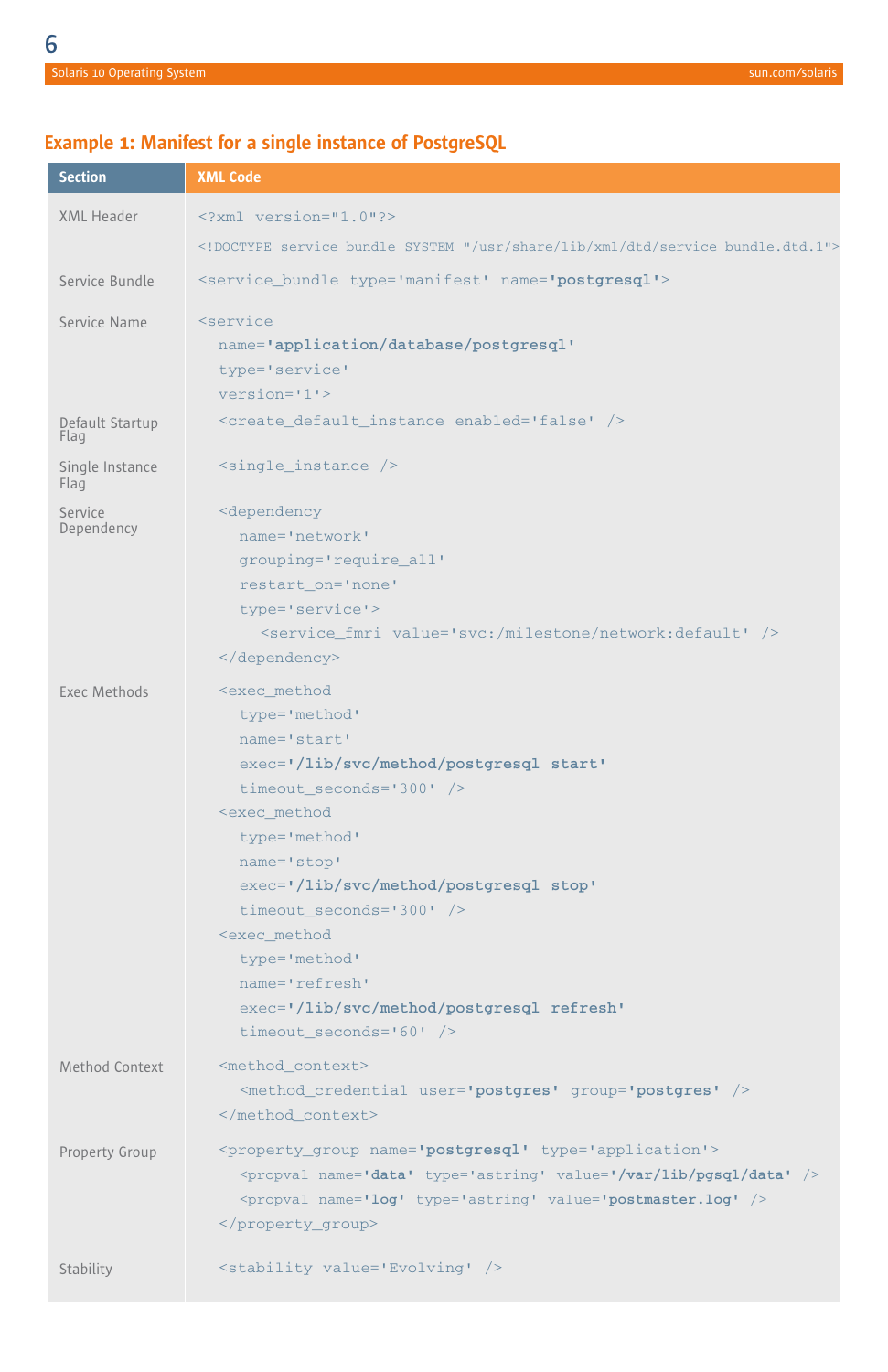## Example 1: Manifest for a single instance of PostgreSQL

| Section | XML Code |
|---|---|
| XML Header | `<?xml version="1.0"?>`<br>`<!DOCTYPE service_bundle SYSTEM "/usr/share/lib/xml/dtd/service_bundle.dtd.1">` |
| Service Bundle | `<service_bundle type='manifest' name='postgresql'>` |
| Service Name | `<service name='application/database/postgresql' type='service' version='1'>` |
| Default Startup Flag | `<create_default_instance enabled='false' />` |
| Single Instance Flag | `<single_instance />` |
| Service Dependency | `<dependency name='network' grouping='require_all' restart_on='none' type='service'> <service_fmri value='svc:/milestone/network:default' /> </dependency>` |
| Exec Methods | `<exec_method type='method' name='start' exec='/lib/svc/method/postgresql start' timeout_seconds='300' />`<br>`<exec_method type='method' name='stop' exec='/lib/svc/method/postgresql stop' timeout_seconds='300' />`<br>`<exec_method type='method' name='refresh' exec='/lib/svc/method/postgresql refresh' timeout_seconds='60' />` |
| Method Context | `<method_context> <method_credential user='postgres' group='postgres' /> </method_context>` |
| Property Group | `<property_group name='postgresql' type='application'> <propval name='data' type='astring' value='/var/lib/pgsql/data' /> <propval name='log' type='astring' value='postmaster.log' /> </property_group>` |
| Stability | `<stability value='Evolving' />` |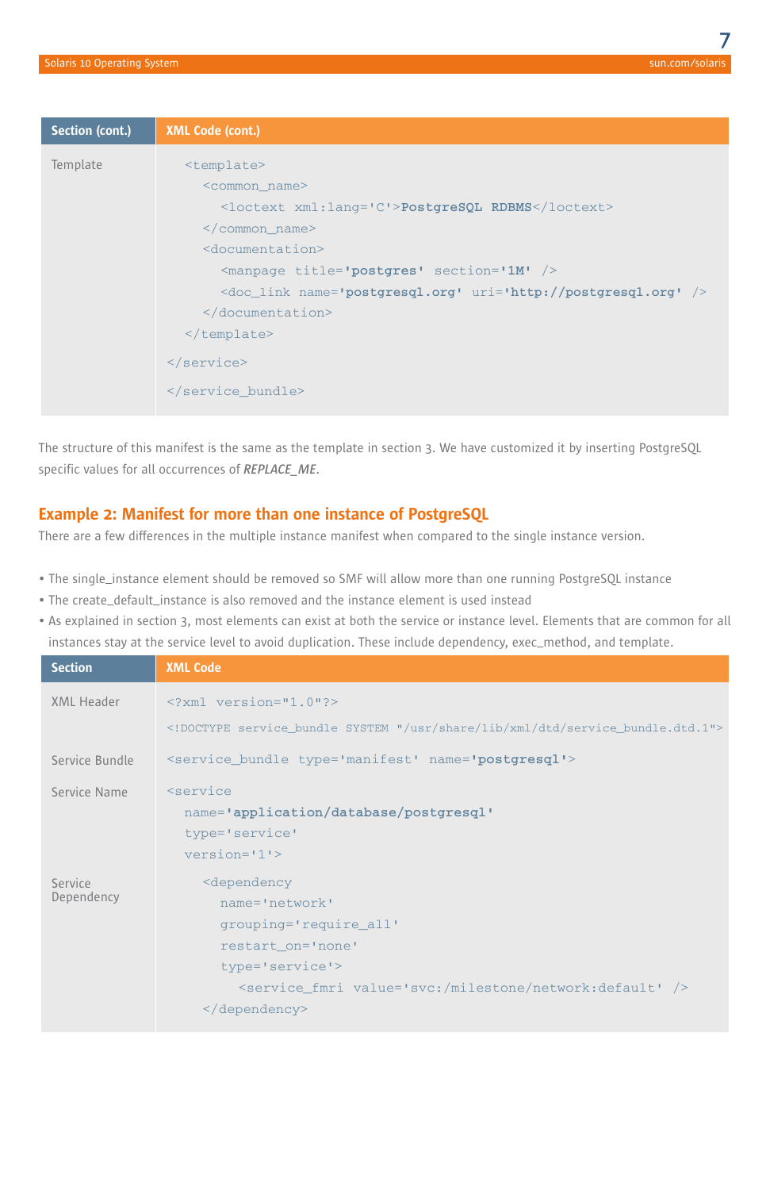| Section (cont.) | XML Code (cont.) |
| --- | --- |
| Template | `<template>` `<common_name>` `<loctext xml:lang='C'>PostgreSQL RDBMS</loctext>` `</common_name>` `<documentation>` `<manpage title='postgres' section='1M' />` `<doc_link name='postgresql.org' uri='http://postgresql.org' />` `</documentation>` `</template>` `</service>` `</service_bundle>` |

The structure of this manifest is the same as the template in section 3. We have customized it by inserting PostgreSQL specific values for all occurrences of ***REPLACE_ME***.

## Example 2: Manifest for more than one instance of PostgreSQL

There are a few differences in the multiple instance manifest when compared to the single instance version.

- The single_instance element should be removed so SMF will allow more than one running PostgreSQL instance
- The create_default_instance is also removed and the instance element is used instead
- As explained in section 3, most elements can exist at both the service or instance level. Elements that are common for all instances stay at the service level to avoid duplication. These include dependency, exec_method, and template.

| Section | XML Code |
| --- | --- |
| XML Header | `<?xml version="1.0"?>` `<!DOCTYPE service_bundle SYSTEM "/usr/share/lib/xml/dtd/service_bundle.dtd.1">` |
| Service Bundle | `<service_bundle type='manifest' name='postgresql'>` |
| Service Name | `<service name='application/database/postgresql' type='service' version='1'>` |
| Service Dependency | `<dependency name='network' grouping='require_all' restart_on='none' type='service'>` `<service_fmri value='svc:/milestone/network:default' />` `</dependency>` |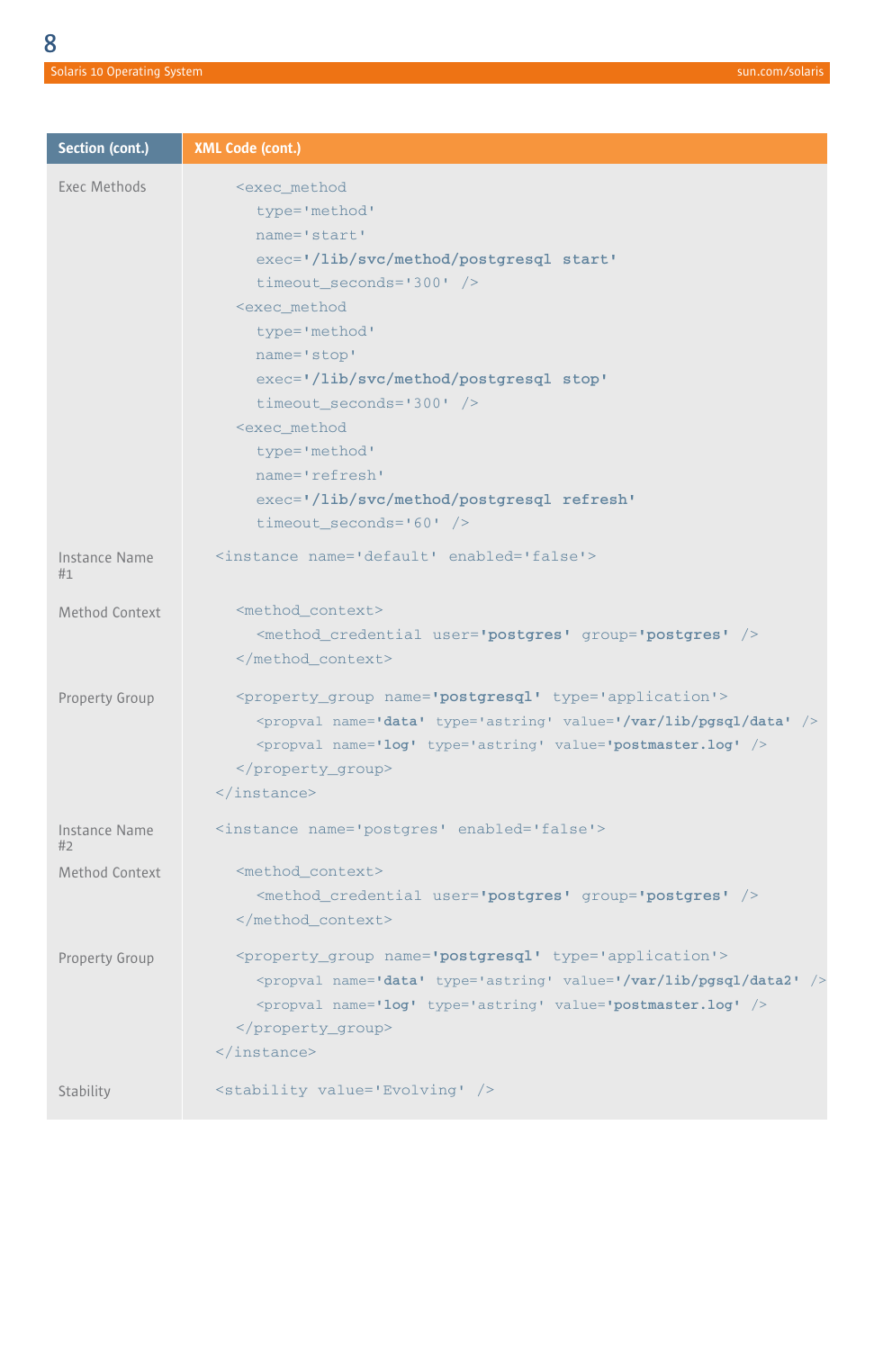| Section (cont.) | XML Code (cont.) |
| --- | --- |
| Exec Methods | `<exec_method type='method' name='start' exec='/lib/svc/method/postgresql start' timeout_seconds='300' />` `<exec_method type='method' name='stop' exec='/lib/svc/method/postgresql stop' timeout_seconds='300' />` `<exec_method type='method' name='refresh' exec='/lib/svc/method/postgresql refresh' timeout_seconds='60' />` |
| Instance Name #1 | `<instance name='default' enabled='false'>` |
| Method Context | `<method_context>` `<method_credential user='postgres' group='postgres' />` `</method_context>` |
| Property Group | `<property_group name='postgresql' type='application'>` `<propval name='data' type='astring' value='/var/lib/pgsql/data' />` `<propval name='log' type='astring' value='postmaster.log' />` `</property_group>` `</instance>` |
| Instance Name #2 | `<instance name='postgres' enabled='false'>` |
| Method Context | `<method_context>` `<method_credential user='postgres' group='postgres' />` `</method_context>` |
| Property Group | `<property_group name='postgresql' type='application'>` `<propval name='data' type='astring' value='/var/lib/pgsql/data2' />` `<propval name='log' type='astring' value='postmaster.log' />` `</property_group>` `</instance>` |
| Stability | `<stability value='Evolving' />` |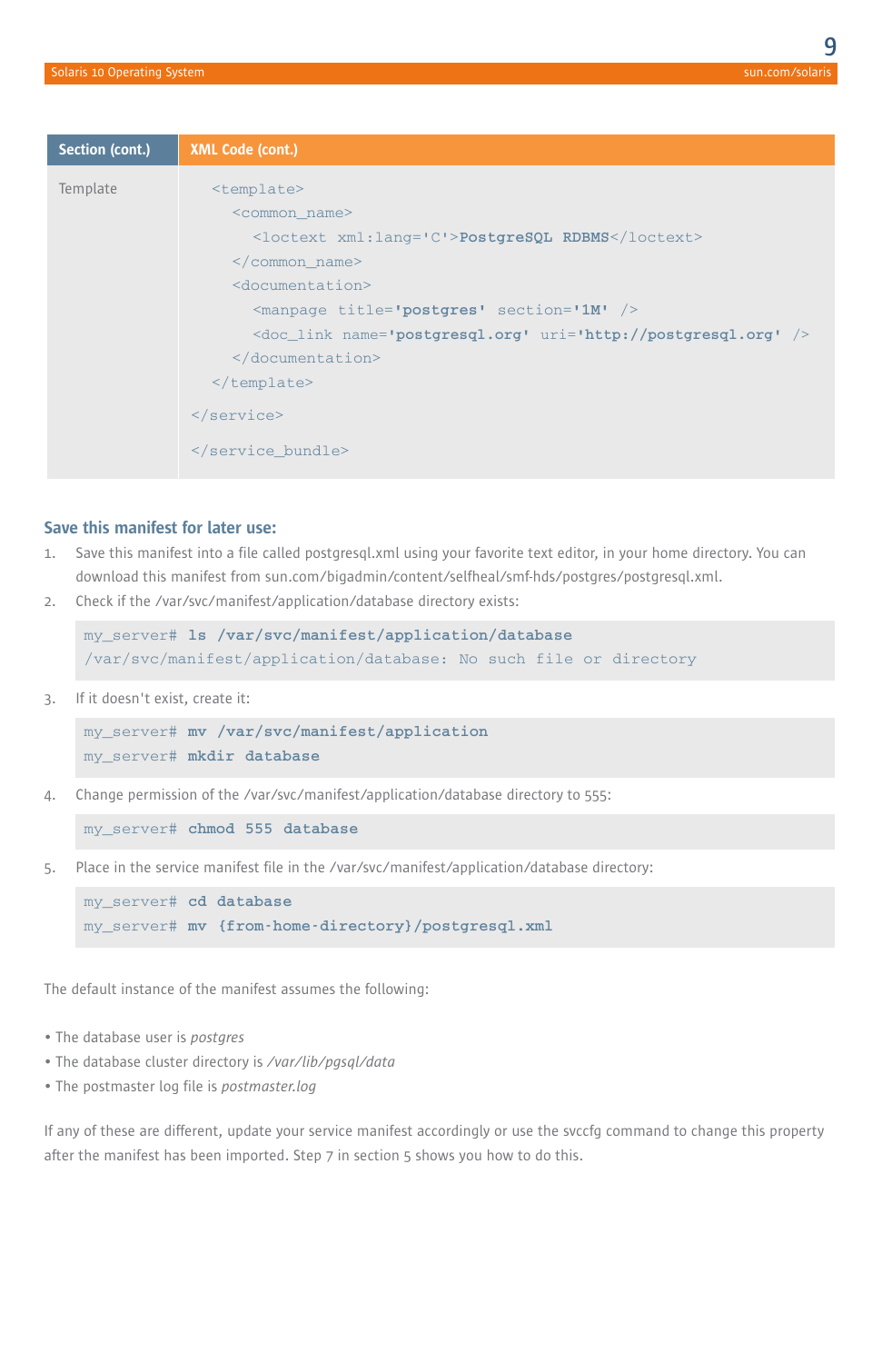| Section (cont.) | XML Code (cont.) |
| --- | --- |
| Template | `<template>`<br>`<common_name>`<br>`<loctext xml:lang='C'>PostgreSQL RDBMS</loctext>`<br>`</common_name>`<br>`<documentation>`<br>`<manpage title='postgres' section='1M' />`<br>`<doc_link name='postgresql.org' uri='http://postgresql.org' />`<br>`</documentation>`<br>`</template>`<br>`</service>`<br>`</service_bundle>` |

### Save this manifest for later use:

1. Save this manifest into a file called postgresql.xml using your favorite text editor, in your home directory. You can download this manifest from sun.com/bigadmin/content/selfheal/smf-hds/postgres/postgresql.xml.
2. Check if the /var/svc/manifest/application/database directory exists:

```
my_server# ls /var/svc/manifest/application/database
/var/svc/manifest/application/database: No such file or directory
```

3. If it doesn't exist, create it:

```
my_server# mv /var/svc/manifest/application
my_server# mkdir database
```

4. Change permission of the /var/svc/manifest/application/database directory to 555:

```
my_server# chmod 555 database
```

5. Place in the service manifest file in the /var/svc/manifest/application/database directory:

```
my_server# cd database
my_server# mv {from-home-directory}/postgresql.xml
```

The default instance of the manifest assumes the following:

- The database user is *postgres*
- The database cluster directory is */var/lib/pgsql/data*
- The postmaster log file is *postmaster.log*

If any of these are different, update your service manifest accordingly or use the svccfg command to change this property after the manifest has been imported. Step 7 in section 5 shows you how to do this.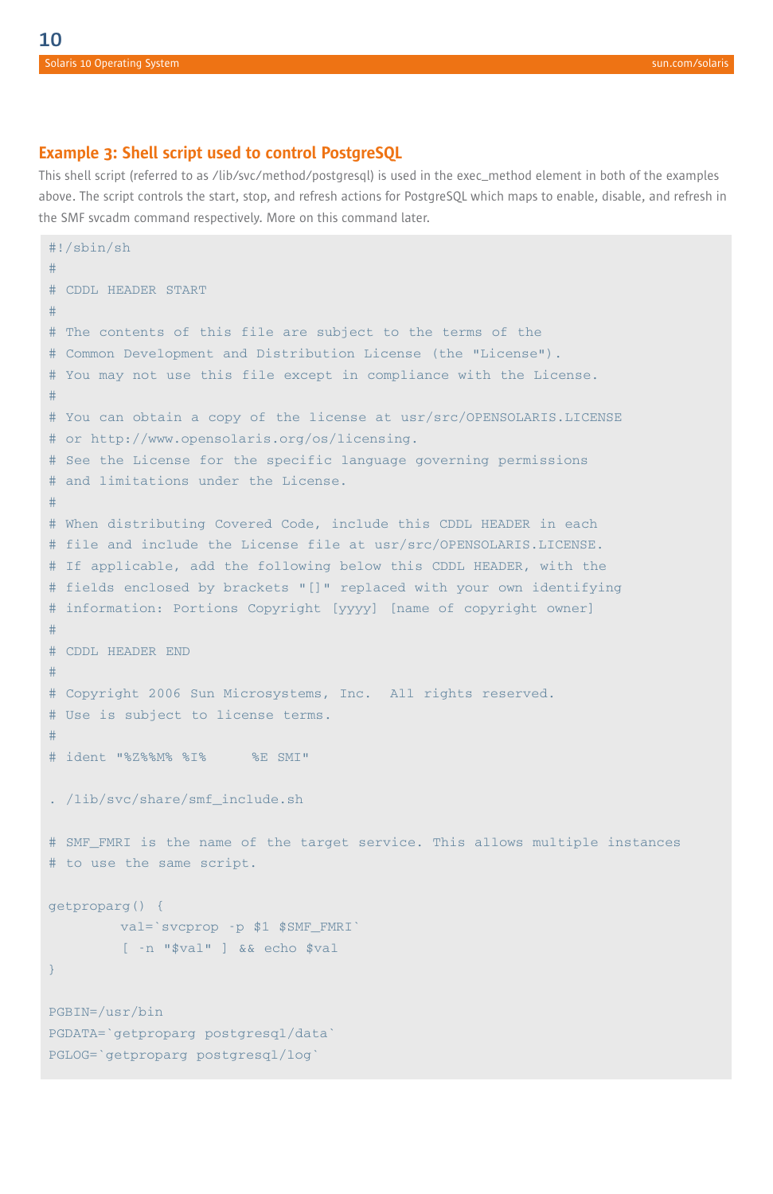### Example 3: Shell script used to control PostgreSQL

This shell script (referred to as /lib/svc/method/postgresql) is used in the exec_method element in both of the examples above. The script controls the start, stop, and refresh actions for PostgreSQL which maps to enable, disable, and refresh in the SMF svcadm command respectively. More on this command later.

```
#!/sbin/sh
#
# CDDL HEADER START
#
# The contents of this file are subject to the terms of the
# Common Development and Distribution License (the "License").
# You may not use this file except in compliance with the License.
#
# You can obtain a copy of the license at usr/src/OPENSOLARIS.LICENSE
# or http://www.opensolaris.org/os/licensing.
# See the License for the specific language governing permissions
# and limitations under the License.
#
# When distributing Covered Code, include this CDDL HEADER in each
# file and include the License file at usr/src/OPENSOLARIS.LICENSE.
# If applicable, add the following below this CDDL HEADER, with the
# fields enclosed by brackets "[]" replaced with your own identifying
# information: Portions Copyright [yyyy] [name of copyright owner]
#
# CDDL HEADER END
#
# Copyright 2006 Sun Microsystems, Inc.  All rights reserved.
# Use is subject to license terms.
#
# ident "%Z%%M% %I%     %E SMI"

. /lib/svc/share/smf_include.sh

# SMF_FMRI is the name of the target service. This allows multiple instances
# to use the same script.

getproparg() {
        val=`svcprop -p $1 $SMF_FMRI`
        [ -n "$val" ] && echo $val
}

PGBIN=/usr/bin
PGDATA=`getproparg postgresql/data`
PGLOG=`getproparg postgresql/log`
```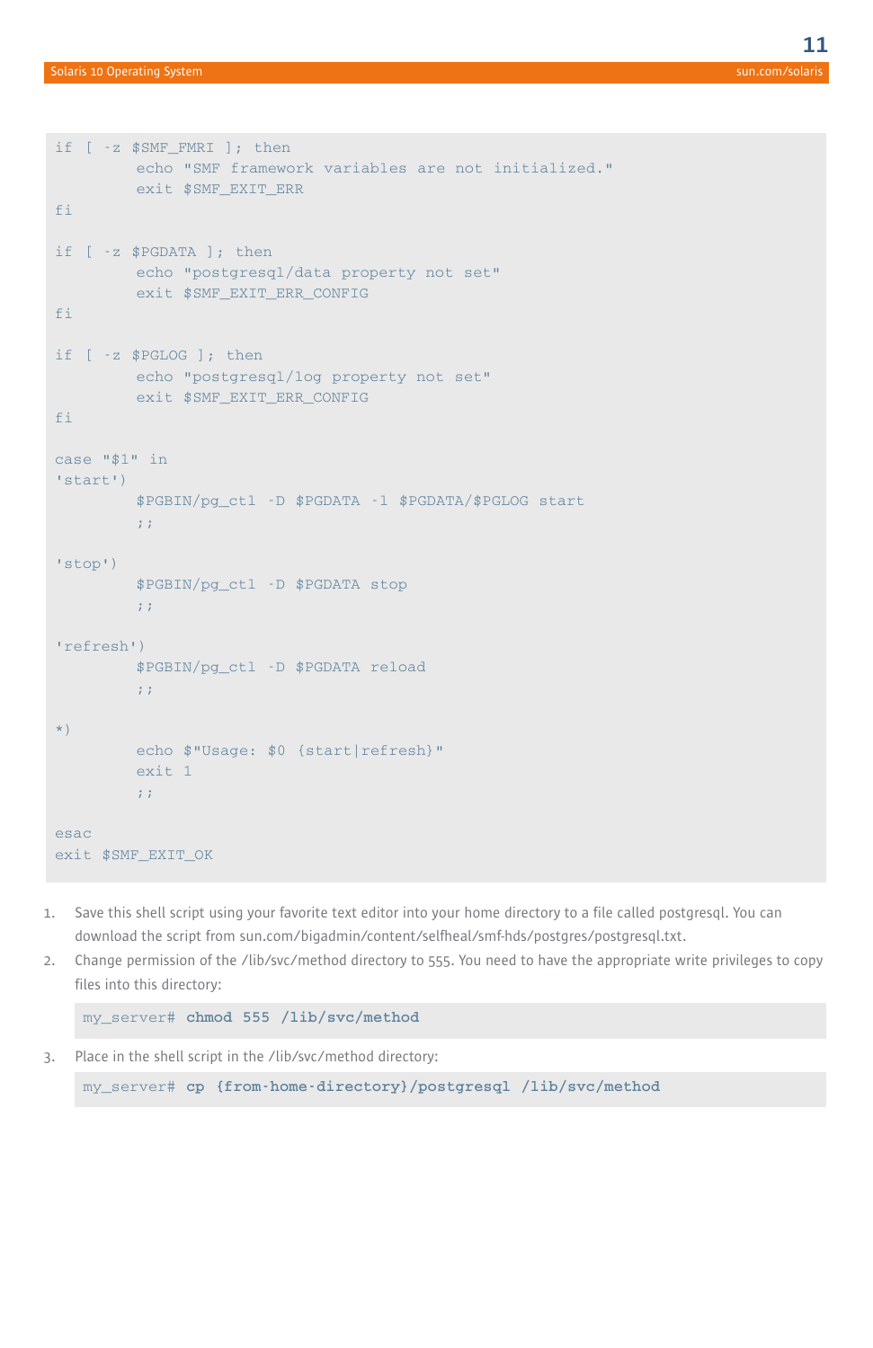```
if [ -z $SMF_FMRI ]; then
        echo "SMF framework variables are not initialized."
        exit $SMF_EXIT_ERR
fi

if [ -z $PGDATA ]; then
        echo "postgresql/data property not set"
        exit $SMF_EXIT_ERR_CONFIG
fi

if [ -z $PGLOG ]; then
        echo "postgresql/log property not set"
        exit $SMF_EXIT_ERR_CONFIG
fi

case "$1" in
'start')
        $PGBIN/pg_ctl -D $PGDATA -l $PGDATA/$PGLOG start
        ;;

'stop')
        $PGBIN/pg_ctl -D $PGDATA stop
        ;;

'refresh')
        $PGBIN/pg_ctl -D $PGDATA reload
        ;;

*)
        echo $"Usage: $0 {start|refresh}"
        exit 1
        ;;

esac
exit $SMF_EXIT_OK
```

1. Save this shell script using your favorite text editor into your home directory to a file called postgresql. You can download the script from sun.com/bigadmin/content/selfheal/smf-hds/postgres/postgresql.txt.
2. Change permission of the /lib/svc/method directory to 555. You need to have the appropriate write privileges to copy files into this directory:

```
my_server# chmod 555 /lib/svc/method
```

3. Place in the shell script in the /lib/svc/method directory:

```
my_server# cp {from-home-directory}/postgresql /lib/svc/method
```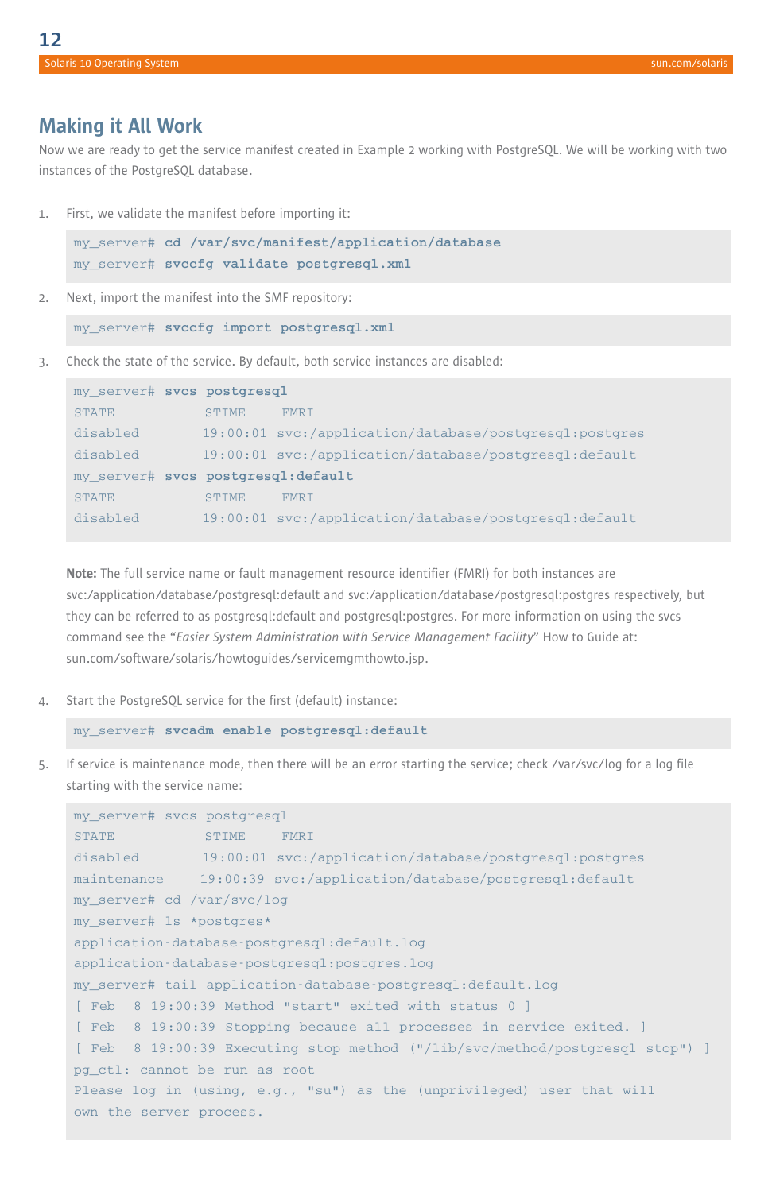## Making it All Work

Now we are ready to get the service manifest created in Example 2 working with PostgreSQL. We will be working with two instances of the PostgreSQL database.

1. First, we validate the manifest before importing it:

```
my_server# cd /var/svc/manifest/application/database
my_server# svccfg validate postgresql.xml
```

2. Next, import the manifest into the SMF repository:

```
my_server# svccfg import postgresql.xml
```

3. Check the state of the service. By default, both service instances are disabled:

```
my_server# svcs postgresql
STATE          STIME    FMRI
disabled       19:00:01 svc:/application/database/postgresql:postgres
disabled       19:00:01 svc:/application/database/postgresql:default
my_server# svcs postgresql:default
STATE          STIME    FMRI
disabled       19:00:01 svc:/application/database/postgresql:default
```

   **Note:** The full service name or fault management resource identifier (FMRI) for both instances are svc:/application/database/postgresql:default and svc:/application/database/postgresql:postgres respectively, but they can be referred to as postgresql:default and postgresql:postgres. For more information on using the svcs command see the "*Easier System Administration with Service Management Facility*" How to Guide at: sun.com/software/solaris/howtoguides/servicemgmthowto.jsp.

4. Start the PostgreSQL service for the first (default) instance:

```
my_server# svcadm enable postgresql:default
```

5. If service is maintenance mode, then there will be an error starting the service; check /var/svc/log for a log file starting with the service name:

```
my_server# svcs postgresql
STATE          STIME    FMRI
disabled       19:00:01 svc:/application/database/postgresql:postgres
maintenance    19:00:39 svc:/application/database/postgresql:default
my_server# cd /var/svc/log
my_server# ls *postgres*
application-database-postgresql:default.log
application-database-postgresql:postgres.log
my_server# tail application-database-postgresql:default.log
[ Feb  8 19:00:39 Method "start" exited with status 0 ]
[ Feb  8 19:00:39 Stopping because all processes in service exited. ]
[ Feb  8 19:00:39 Executing stop method ("/lib/svc/method/postgresql stop") ]
pg_ctl: cannot be run as root
Please log in (using, e.g., "su") as the (unprivileged) user that will
own the server process.
```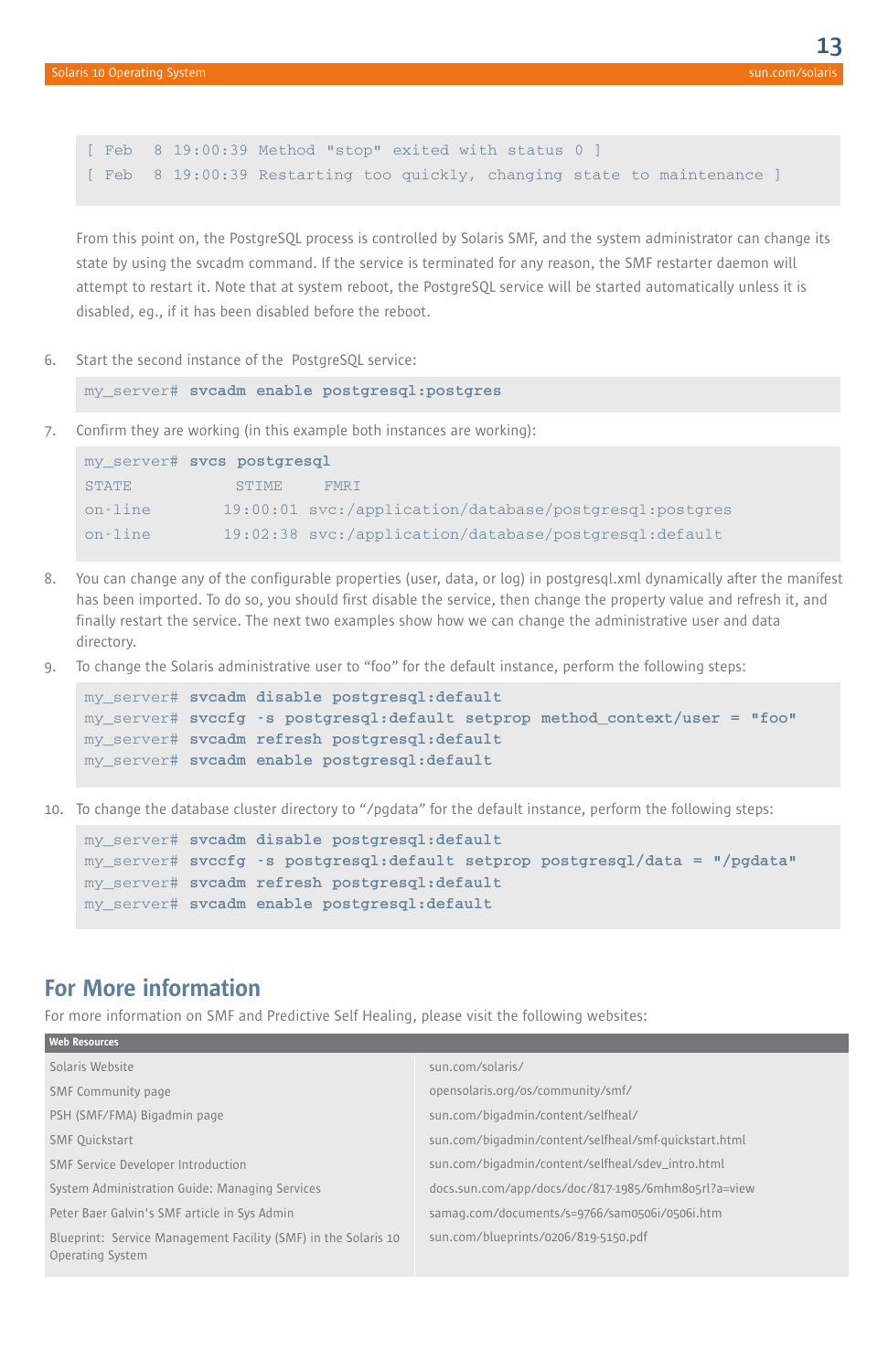```
[ Feb  8 19:00:39 Method "stop" exited with status 0 ]
[ Feb  8 19:00:39 Restarting too quickly, changing state to maintenance ]
```

From this point on, the PostgreSQL process is controlled by Solaris SMF, and the system administrator can change its state by using the svcadm command. If the service is terminated for any reason, the SMF restarter daemon will attempt to restart it. Note that at system reboot, the PostgreSQL service will be started automatically unless it is disabled, eg., if it has been disabled before the reboot.

6. Start the second instance of the PostgreSQL service:

```
my_server# svcadm enable postgresql:postgres
```

7. Confirm they are working (in this example both instances are working):

```
my_server# svcs postgresql
STATE          STIME    FMRI
on-line        19:00:01 svc:/application/database/postgresql:postgres
on-line        19:02:38 svc:/application/database/postgresql:default
```

8. You can change any of the configurable properties (user, data, or log) in postgresql.xml dynamically after the manifest has been imported. To do so, you should first disable the service, then change the property value and refresh it, and finally restart the service. The next two examples show how we can change the administrative user and data directory.

9. To change the Solaris administrative user to "foo" for the default instance, perform the following steps:

```
my_server# svcadm disable postgresql:default
my_server# svccfg -s postgresql:default setprop method_context/user = "foo"
my_server# svcadm refresh postgresql:default
my_server# svcadm enable postgresql:default
```

10. To change the database cluster directory to "/pgdata" for the default instance, perform the following steps:

```
my_server# svcadm disable postgresql:default
my_server# svccfg -s postgresql:default setprop postgresql/data = "/pgdata"
my_server# svcadm refresh postgresql:default
my_server# svcadm enable postgresql:default
```

## For More information

For more information on SMF and Predictive Self Healing, please visit the following websites:

| Web Resources | |
|---|---|
| Solaris Website | sun.com/solaris/ |
| SMF Community page | opensolaris.org/os/community/smf/ |
| PSH (SMF/FMA) Bigadmin page | sun.com/bigadmin/content/selfheal/ |
| SMF Quickstart | sun.com/bigadmin/content/selfheal/smf-quickstart.html |
| SMF Service Developer Introduction | sun.com/bigadmin/content/selfheal/sdev_intro.html |
| System Administration Guide: Managing Services | docs.sun.com/app/docs/doc/817-1985/6mhm8o5rl?a=view |
| Peter Baer Galvin's SMF article in Sys Admin | samag.com/documents/s=9766/sam0506i/0506i.htm |
| Blueprint: Service Management Facility (SMF) in the Solaris 10 Operating System | sun.com/blueprints/0206/819-5150.pdf |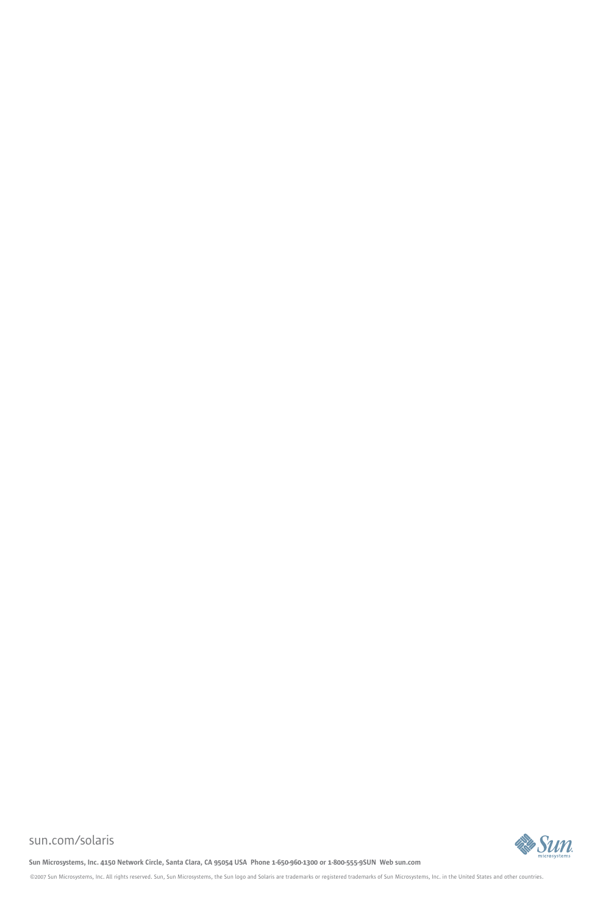sun.com/solaris

**Sun Microsystems, Inc. 4150 Network Circle, Santa Clara, CA 95054 USA Phone 1-650-960-1300 or 1-800-555-9SUN Web sun.com**

©2007 Sun Microsystems, Inc. All rights reserved. Sun, Sun Microsystems, the Sun logo and Solaris are trademarks or registered trademarks of Sun Microsystems, Inc. in the United States and other countries.